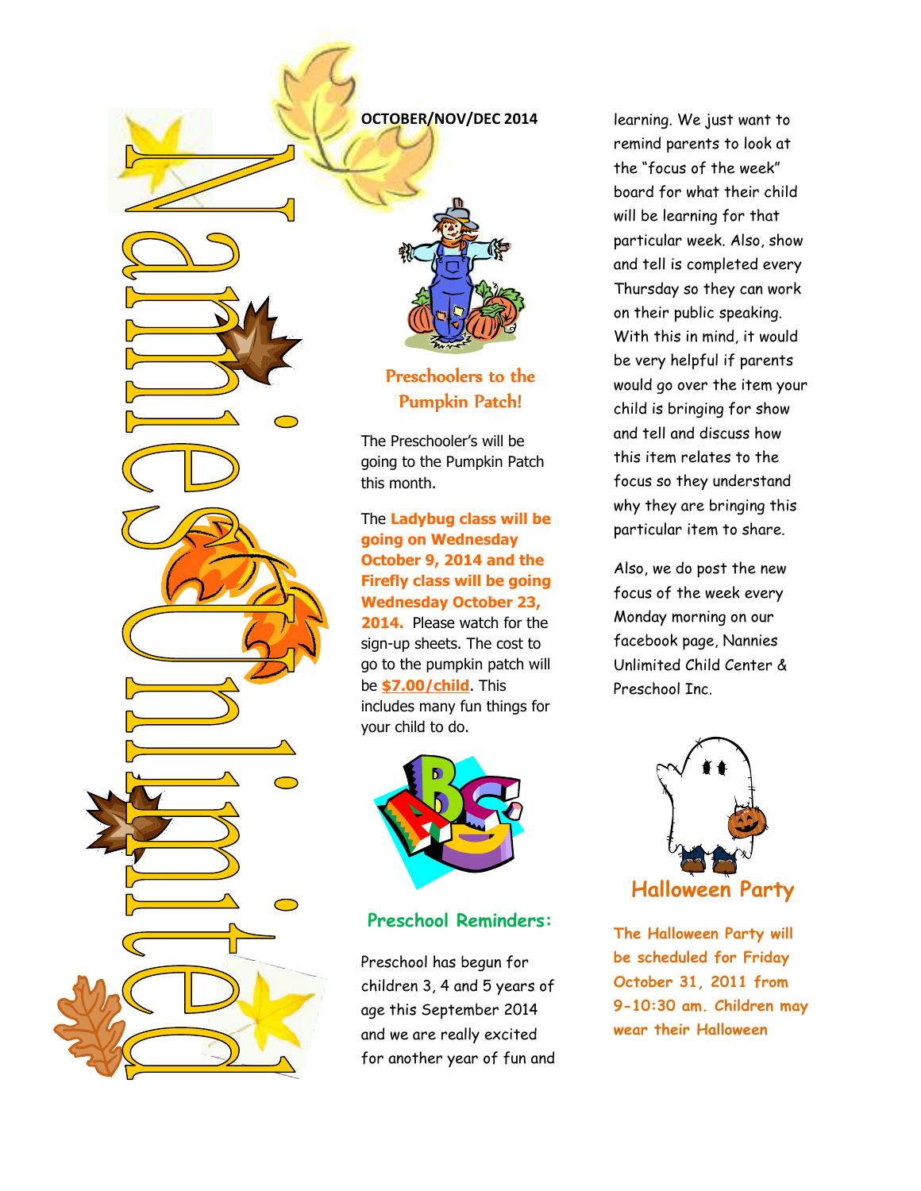# Nannies Unlimited

**OCTOBER/NOV/DEC 2014**

## Preschoolers to the Pumpkin Patch!

The Preschooler's will be going to the Pumpkin Patch this month.

The **Ladybug class will be going on Wednesday October 9, 2014 and the Firefly class will be going Wednesday October 23, 2014.** Please watch for the sign-up sheets. The cost to go to the pumpkin patch will be **$7.00/child**. This includes many fun things for your child to do.

## Preschool Reminders:

Preschool has begun for children 3, 4 and 5 years of age this September 2014 and we are really excited for another year of fun and learning. We just want to remind parents to look at the "focus of the week" board for what their child will be learning for that particular week. Also, show and tell is completed every Thursday so they can work on their public speaking. With this in mind, it would be very helpful if parents would go over the item your child is bringing for show and tell and discuss how this item relates to the focus so they understand why they are bringing this particular item to share.

Also, we do post the new focus of the week every Monday morning on our facebook page, Nannies Unlimited Child Center & Preschool Inc.

## Halloween Party

**The Halloween Party will be scheduled for Friday October 31, 2011 from 9-10:30 am. Children may wear their Halloween**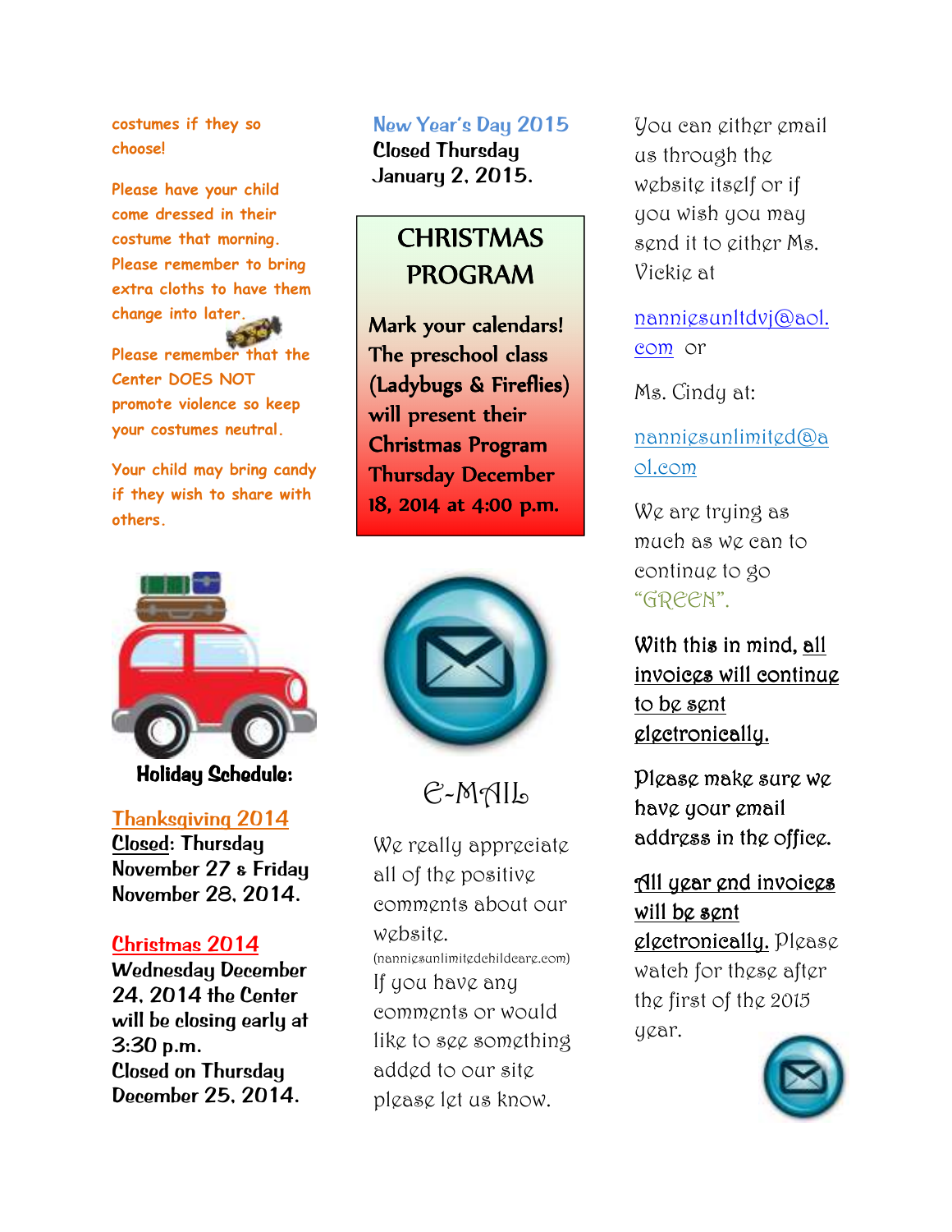costumes if they so choose!

Please have your child come dressed in their costume that morning. Please remember to bring extra cloths to have them change into later.

Please remember that the Center DOES NOT promote violence so keep your costumes neutral.

Your child may bring candy if they wish to share with others.

**Holiday Schedule:**

**Thanksgiving 2014**
Closed: Thursday November 27 & Friday November 28, 2014.

**Christmas 2014**
Wednesday December 24, 2014 the Center will be closing early at 3:30 p.m.
Closed on Thursday December 25, 2014.

**New Year's Day 2015**
Closed Thursday January 2, 2015.

## CHRISTMAS PROGRAM

**Mark your calendars! The preschool class (Ladybugs & Fireflies) will present their Christmas Program Thursday December 18, 2014 at 4:00 p.m.**

## E-MAIL

We really appreciate all of the positive comments about our website. (nanniesunlimitedchildcare.com) If you have any comments or would like to see something added to our site please let us know.

You can either email us through the website itself or if you wish you may send it to either Ms. Vickie at nanniesunltdvj@aol.com or

Ms. Cindy at: nanniesunlimited@aol.com

We are trying as much as we can to continue to go "GREEN".

With this in mind, all invoices will continue to be sent electronically.

Please make sure we have your email address in the office.

All year end invoices will be sent electronically. Please watch for these after the first of the 2015 year.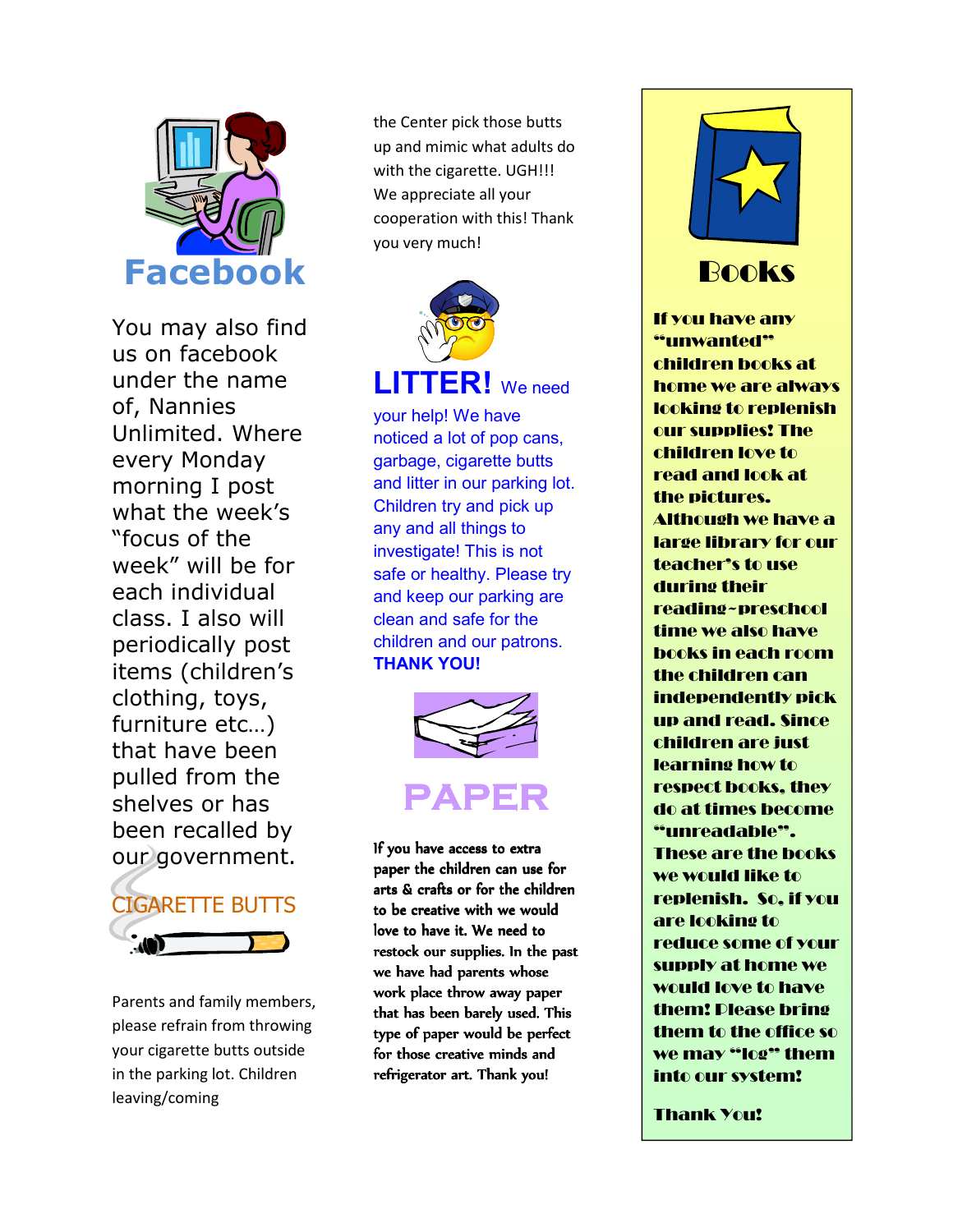## Facebook

You may also find us on facebook under the name of, Nannies Unlimited. Where every Monday morning I post what the week's "focus of the week" will be for each individual class. I also will periodically post items (children's clothing, toys, furniture etc…) that have been pulled from the shelves or has been recalled by our government.

## CIGARETTE BUTTS

Parents and family members, please refrain from throwing your cigarette butts outside in the parking lot. Children leaving/coming the Center pick those butts up and mimic what adults do with the cigarette. UGH!!! We appreciate all your cooperation with this! Thank you very much!

## LITTER!

We need your help! We have noticed a lot of pop cans, garbage, cigarette butts and litter in our parking lot. Children try and pick up any and all things to investigate! This is not safe or healthy. Please try and keep our parking are clean and safe for the children and our patrons. **THANK YOU!**

## PAPER

If you have access to extra paper the children can use for arts & crafts or for the children to be creative with we would love to have it. We need to restock our supplies. In the past we have had parents whose work place throw away paper that has been barely used. This type of paper would be perfect for those creative minds and refrigerator art. Thank you!

## Books

**If you have any "unwanted" children books at home we are always looking to replenish our supplies! The children love to read and look at the pictures. Although we have a large library for our teacher's to use during their reading~preschool time we also have books in each room the children can independently pick up and read. Since children are just learning how to respect books, they do at times become "unreadable". These are the books we would like to replenish. So, if you are looking to reduce some of your supply at home we would love to have them! Please bring them to the office so we may "log" them into our system!**

**Thank You!**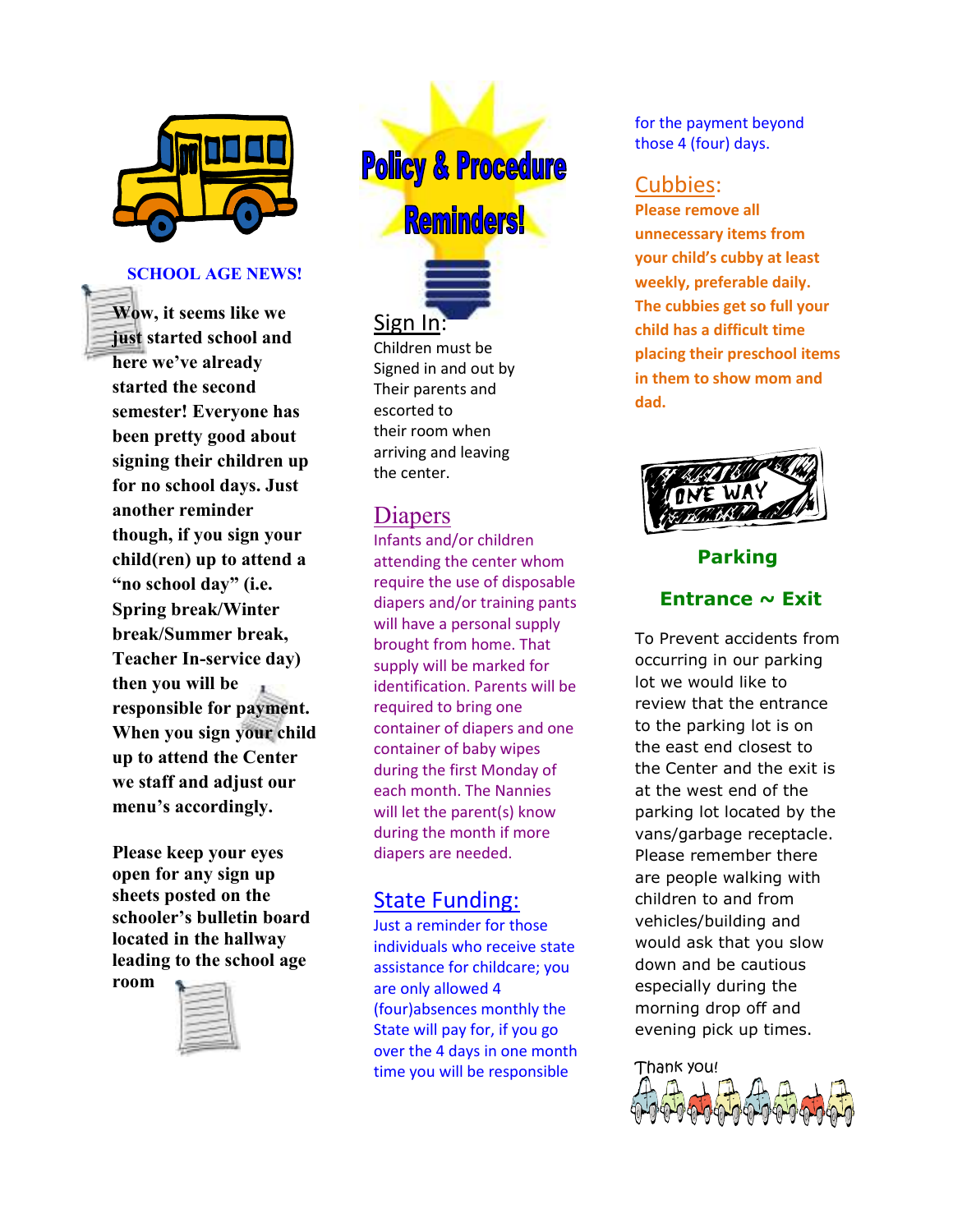## SCHOOL AGE NEWS!

**Wow, it seems like we just started school and here we've already started the second semester! Everyone has been pretty good about signing their children up for no school days. Just another reminder though, if you sign your child(ren) up to attend a "no school day" (i.e. Spring break/Winter break/Summer break, Teacher In-service day) then you will be responsible for payment. When you sign your child up to attend the Center we staff and adjust our menu's accordingly.**

**Please keep your eyes open for any sign up sheets posted on the schooler's bulletin board located in the hallway leading to the school age room**

# Policy & Procedure Reminders!

## Sign In:

Children must be Signed in and out by Their parents and escorted to their room when arriving and leaving the center.

## Diapers

Infants and/or children attending the center whom require the use of disposable diapers and/or training pants will have a personal supply brought from home. That supply will be marked for identification. Parents will be required to bring one container of diapers and one container of baby wipes during the first Monday of each month. The Nannies will let the parent(s) know during the month if more diapers are needed.

## State Funding:

Just a reminder for those individuals who receive state assistance for childcare; you are only allowed 4 (four)absences monthly the State will pay for, if you go over the 4 days in one month time you will be responsible for the payment beyond those 4 (four) days.

## Cubbies:

**Please remove all unnecessary items from your child's cubby at least weekly, preferable daily. The cubbies get so full your child has a difficult time placing their preschool items in them to show mom and dad.**

ONE WAY

## Parking

## Entrance ~ Exit

To Prevent accidents from occurring in our parking lot we would like to review that the entrance to the parking lot is on the east end closest to the Center and the exit is at the west end of the parking lot located by the vans/garbage receptacle. Please remember there are people walking with children to and from vehicles/building and would ask that you slow down and be cautious especially during the morning drop off and evening pick up times.

Thank you!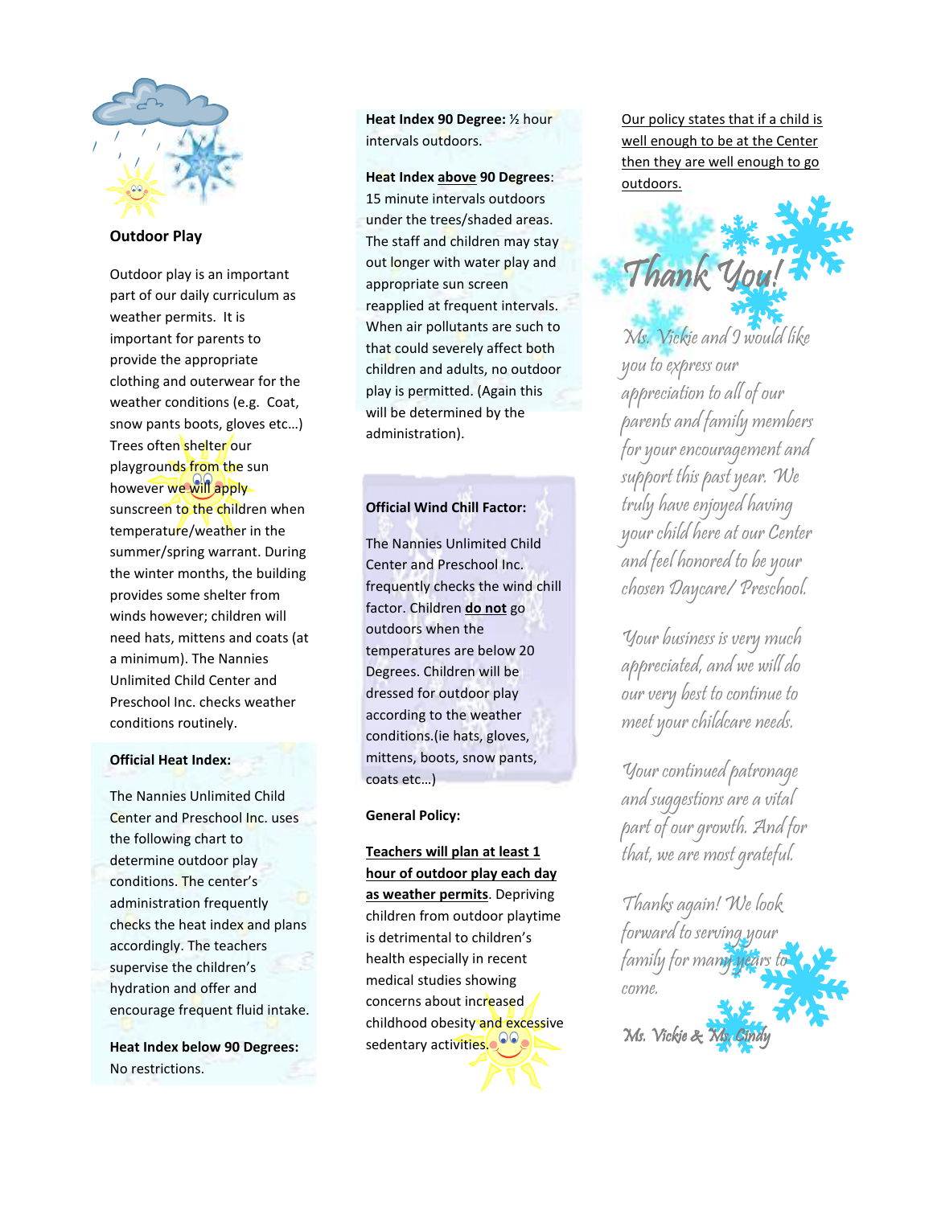## Outdoor Play

Outdoor play is an important part of our daily curriculum as weather permits. It is important for parents to provide the appropriate clothing and outerwear for the weather conditions (e.g. Coat, snow pants boots, gloves etc…) Trees often shelter our playgrounds from the sun however we will apply sunscreen to the children when temperature/weather in the summer/spring warrant. During the winter months, the building provides some shelter from winds however; children will need hats, mittens and coats (at a minimum). The Nannies Unlimited Child Center and Preschool Inc. checks weather conditions routinely.

### Official Heat Index:

The Nannies Unlimited Child Center and Preschool Inc. uses the following chart to determine outdoor play conditions. The center's administration frequently checks the heat index and plans accordingly. The teachers supervise the children's hydration and offer and encourage frequent fluid intake.

**Heat Index below 90 Degrees:** No restrictions.

**Heat Index 90 Degree:** ½ hour intervals outdoors.

**Heat Index above 90 Degrees**: 15 minute intervals outdoors under the trees/shaded areas. The staff and children may stay out longer with water play and appropriate sun screen reapplied at frequent intervals. When air pollutants are such to that could severely affect both children and adults, no outdoor play is permitted. (Again this will be determined by the administration).

### Official Wind Chill Factor:

The Nannies Unlimited Child Center and Preschool Inc. frequently checks the wind chill factor. Children **do not** go outdoors when the temperatures are below 20 Degrees. Children will be dressed for outdoor play according to the weather conditions.(ie hats, gloves, mittens, boots, snow pants, coats etc…)

### General Policy:

**Teachers will plan at least 1 hour of outdoor play each day as weather permits**. Depriving children from outdoor playtime is detrimental to children's health especially in recent medical studies showing concerns about increased childhood obesity and excessive sedentary activities.

Our policy states that if a child is well enough to be at the Center then they are well enough to go outdoors.

## *Thank You!*

*Ms. Vickie and I would like you to express our appreciation to all of our parents and family members for your encouragement and support this past year. We truly have enjoyed having your child here at our Center and feel honored to be your chosen Daycare/ Preschool.*

*Your business is very much appreciated, and we will do our very best to continue to meet your childcare needs.*

*Your continued patronage and suggestions are a vital part of our growth. And for that, we are most grateful.*

*Thanks again! We look forward to serving your family for many years to come.*

*Ms. Vickie & Ms. Cindy*